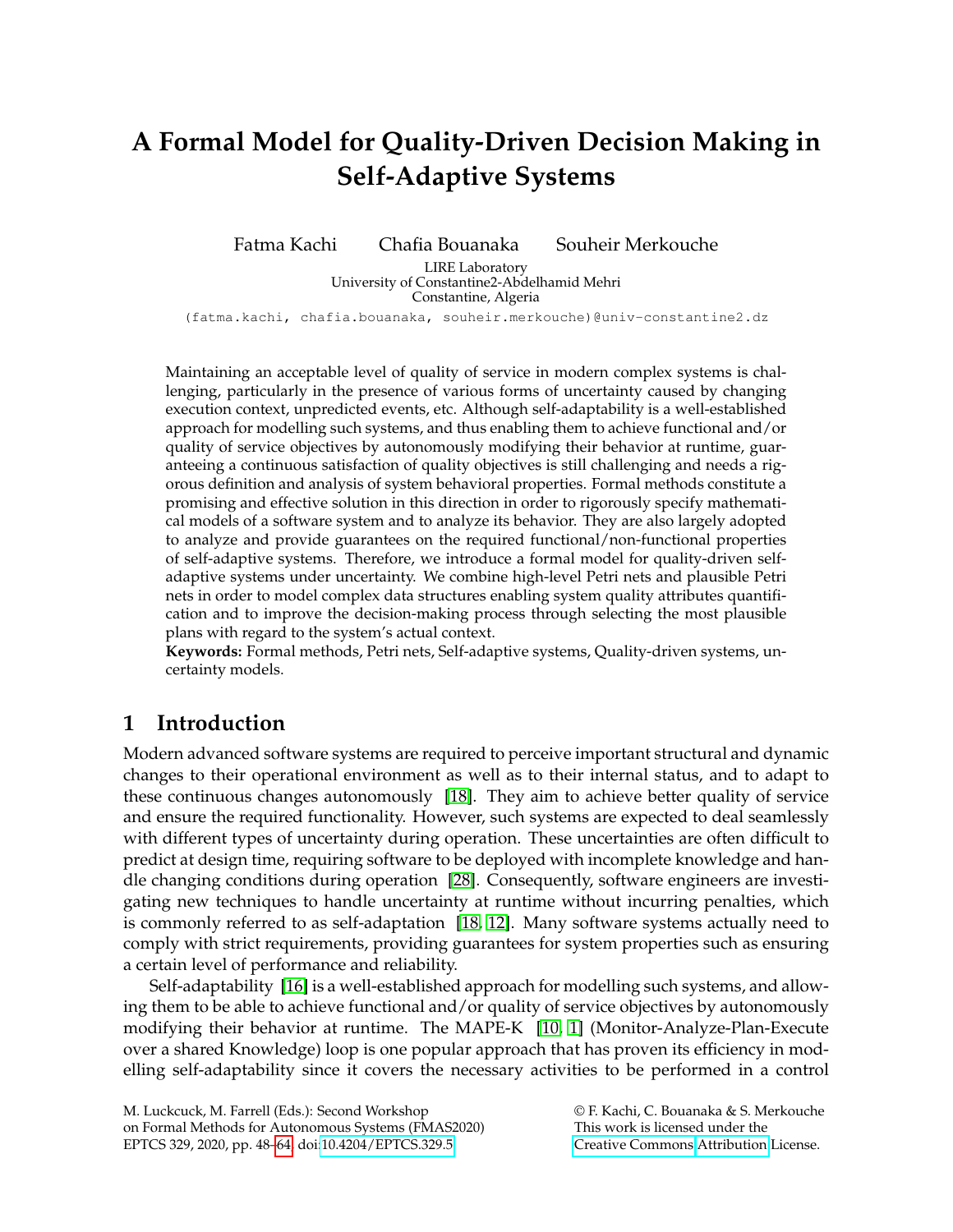# A Formal Model for Quality-Driven Decision Making in Self-Adaptive Systems

Fatma Kachi Chafia Bouanaka Souheir Merkouche

LIRE Laboratory
University of Constantine2-Abdelhamid Mehri
Constantine, Algeria

(fatma.kachi, chafia.bouanaka, souheir.merkouche)@univ-constantine2.dz

Maintaining an acceptable level of quality of service in modern complex systems is challenging, particularly in the presence of various forms of uncertainty caused by changing execution context, unpredicted events, etc. Although self-adaptability is a well-established approach for modelling such systems, and thus enabling them to achieve functional and/or quality of service objectives by autonomously modifying their behavior at runtime, guaranteeing a continuous satisfaction of quality objectives is still challenging and needs a rigorous definition and analysis of system behavioral properties. Formal methods constitute a promising and effective solution in this direction in order to rigorously specify mathematical models of a software system and to analyze its behavior. They are also largely adopted to analyze and provide guarantees on the required functional/non-functional properties of self-adaptive systems. Therefore, we introduce a formal model for quality-driven self-adaptive systems under uncertainty. We combine high-level Petri nets and plausible Petri nets in order to model complex data structures enabling system quality attributes quantification and to improve the decision-making process through selecting the most plausible plans with regard to the system's actual context.

**Keywords:** Formal methods, Petri nets, Self-adaptive systems, Quality-driven systems, uncertainty models.

## 1 Introduction

Modern advanced software systems are required to perceive important structural and dynamic changes to their operational environment as well as to their internal status, and to adapt to these continuous changes autonomously [18]. They aim to achieve better quality of service and ensure the required functionality. However, such systems are expected to deal seamlessly with different types of uncertainty during operation. These uncertainties are often difficult to predict at design time, requiring software to be deployed with incomplete knowledge and handle changing conditions during operation [28]. Consequently, software engineers are investigating new techniques to handle uncertainty at runtime without incurring penalties, which is commonly referred to as self-adaptation [18, 12]. Many software systems actually need to comply with strict requirements, providing guarantees for system properties such as ensuring a certain level of performance and reliability.

Self-adaptability [16] is a well-established approach for modelling such systems, and allowing them to be able to achieve functional and/or quality of service objectives by autonomously modifying their behavior at runtime. The MAPE-K [10, 1] (Monitor-Analyze-Plan-Execute over a shared Knowledge) loop is one popular approach that has proven its efficiency in modelling self-adaptability since it covers the necessary activities to be performed in a control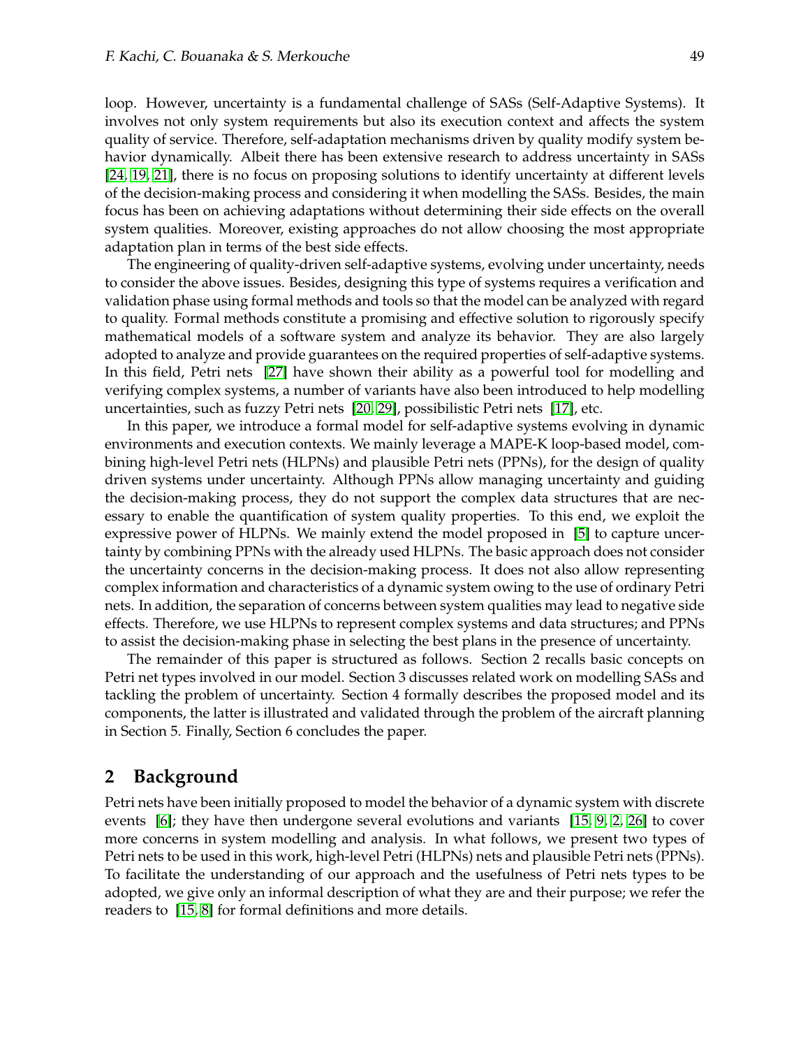loop. However, uncertainty is a fundamental challenge of SASs (Self-Adaptive Systems). It involves not only system requirements but also its execution context and affects the system quality of service. Therefore, self-adaptation mechanisms driven by quality modify system behavior dynamically. Albeit there has been extensive research to address uncertainty in SASs [24, 19, 21], there is no focus on proposing solutions to identify uncertainty at different levels of the decision-making process and considering it when modelling the SASs. Besides, the main focus has been on achieving adaptations without determining their side effects on the overall system qualities. Moreover, existing approaches do not allow choosing the most appropriate adaptation plan in terms of the best side effects.

The engineering of quality-driven self-adaptive systems, evolving under uncertainty, needs to consider the above issues. Besides, designing this type of systems requires a verification and validation phase using formal methods and tools so that the model can be analyzed with regard to quality. Formal methods constitute a promising and effective solution to rigorously specify mathematical models of a software system and analyze its behavior. They are also largely adopted to analyze and provide guarantees on the required properties of self-adaptive systems. In this field, Petri nets [27] have shown their ability as a powerful tool for modelling and verifying complex systems, a number of variants have also been introduced to help modelling uncertainties, such as fuzzy Petri nets [20, 29], possibilistic Petri nets [17], etc.

In this paper, we introduce a formal model for self-adaptive systems evolving in dynamic environments and execution contexts. We mainly leverage a MAPE-K loop-based model, combining high-level Petri nets (HLPNs) and plausible Petri nets (PPNs), for the design of quality driven systems under uncertainty. Although PPNs allow managing uncertainty and guiding the decision-making process, they do not support the complex data structures that are necessary to enable the quantification of system quality properties. To this end, we exploit the expressive power of HLPNs. We mainly extend the model proposed in [5] to capture uncertainty by combining PPNs with the already used HLPNs. The basic approach does not consider the uncertainty concerns in the decision-making process. It does not also allow representing complex information and characteristics of a dynamic system owing to the use of ordinary Petri nets. In addition, the separation of concerns between system qualities may lead to negative side effects. Therefore, we use HLPNs to represent complex systems and data structures; and PPNs to assist the decision-making phase in selecting the best plans in the presence of uncertainty.

The remainder of this paper is structured as follows. Section 2 recalls basic concepts on Petri net types involved in our model. Section 3 discusses related work on modelling SASs and tackling the problem of uncertainty. Section 4 formally describes the proposed model and its components, the latter is illustrated and validated through the problem of the aircraft planning in Section 5. Finally, Section 6 concludes the paper.

## 2 Background

Petri nets have been initially proposed to model the behavior of a dynamic system with discrete events [6]; they have then undergone several evolutions and variants [15, 9, 2, 26] to cover more concerns in system modelling and analysis. In what follows, we present two types of Petri nets to be used in this work, high-level Petri (HLPNs) nets and plausible Petri nets (PPNs). To facilitate the understanding of our approach and the usefulness of Petri nets types to be adopted, we give only an informal description of what they are and their purpose; we refer the readers to [15, 8] for formal definitions and more details.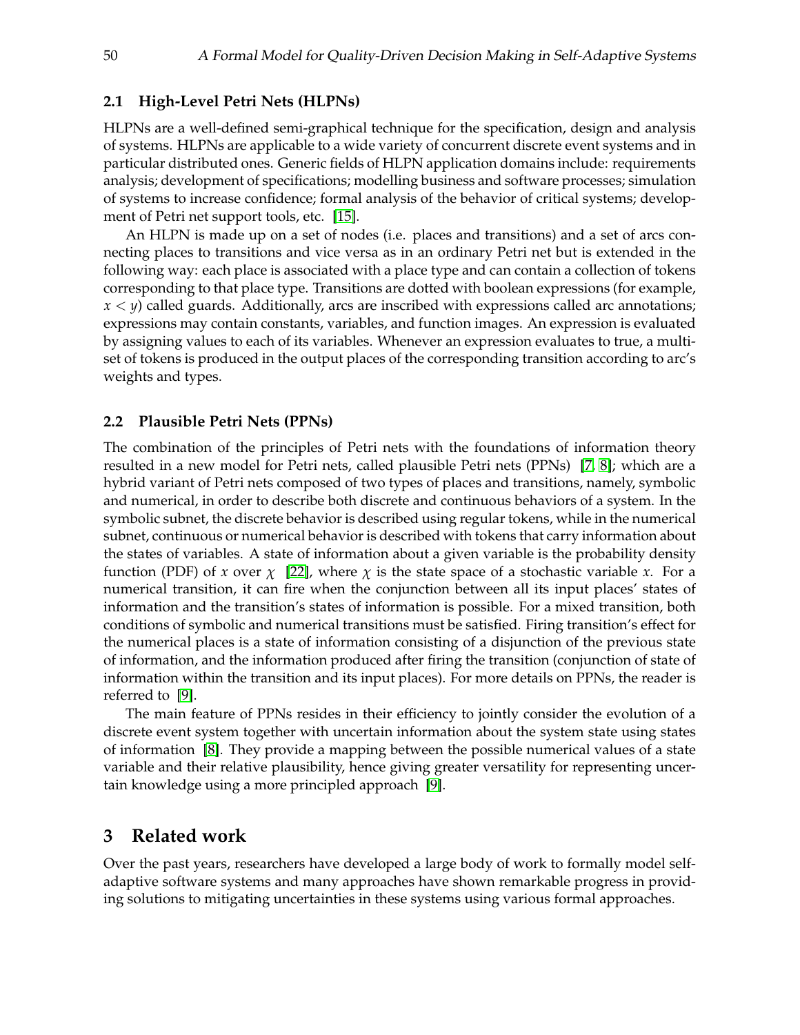### 2.1 High-Level Petri Nets (HLPNs)

HLPNs are a well-defined semi-graphical technique for the specification, design and analysis of systems. HLPNs are applicable to a wide variety of concurrent discrete event systems and in particular distributed ones. Generic fields of HLPN application domains include: requirements analysis; development of specifications; modelling business and software processes; simulation of systems to increase confidence; formal analysis of the behavior of critical systems; development of Petri net support tools, etc. [15].

An HLPN is made up on a set of nodes (i.e. places and transitions) and a set of arcs connecting places to transitions and vice versa as in an ordinary Petri net but is extended in the following way: each place is associated with a place type and can contain a collection of tokens corresponding to that place type. Transitions are dotted with boolean expressions (for example, $x < y$) called guards. Additionally, arcs are inscribed with expressions called arc annotations; expressions may contain constants, variables, and function images. An expression is evaluated by assigning values to each of its variables. Whenever an expression evaluates to true, a multiset of tokens is produced in the output places of the corresponding transition according to arc's weights and types.

### 2.2 Plausible Petri Nets (PPNs)

The combination of the principles of Petri nets with the foundations of information theory resulted in a new model for Petri nets, called plausible Petri nets (PPNs) [7, 8]; which are a hybrid variant of Petri nets composed of two types of places and transitions, namely, symbolic and numerical, in order to describe both discrete and continuous behaviors of a system. In the symbolic subnet, the discrete behavior is described using regular tokens, while in the numerical subnet, continuous or numerical behavior is described with tokens that carry information about the states of variables. A state of information about a given variable is the probability density function (PDF) of $x$ over $\chi$ [22], where $\chi$ is the state space of a stochastic variable $x$. For a numerical transition, it can fire when the conjunction between all its input places' states of information and the transition's states of information is possible. For a mixed transition, both conditions of symbolic and numerical transitions must be satisfied. Firing transition's effect for the numerical places is a state of information consisting of a disjunction of the previous state of information, and the information produced after firing the transition (conjunction of state of information within the transition and its input places). For more details on PPNs, the reader is referred to [9].

The main feature of PPNs resides in their efficiency to jointly consider the evolution of a discrete event system together with uncertain information about the system state using states of information [8]. They provide a mapping between the possible numerical values of a state variable and their relative plausibility, hence giving greater versatility for representing uncertain knowledge using a more principled approach [9].

## 3 Related work

Over the past years, researchers have developed a large body of work to formally model self-adaptive software systems and many approaches have shown remarkable progress in providing solutions to mitigating uncertainties in these systems using various formal approaches.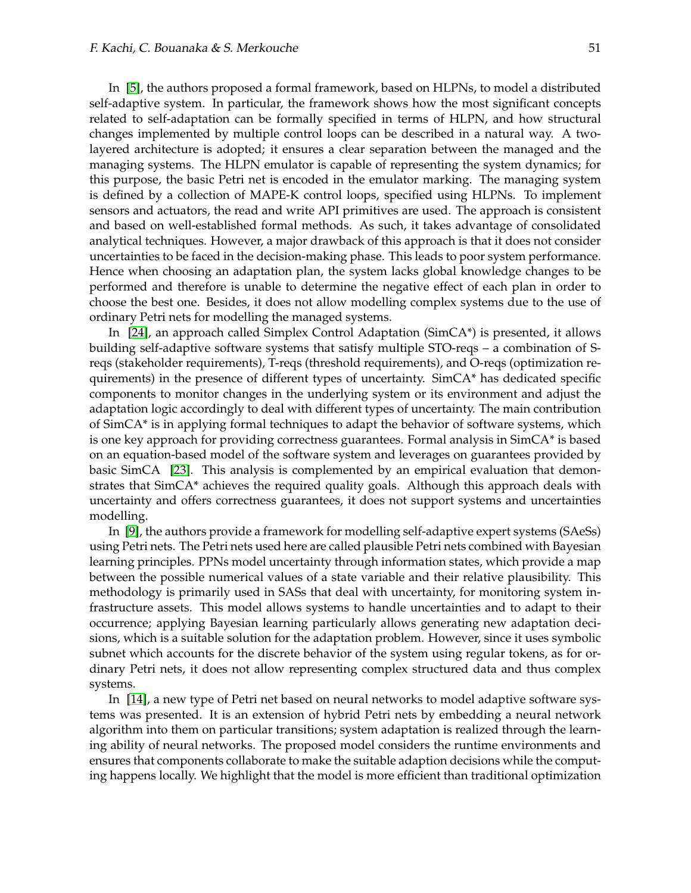In [5], the authors proposed a formal framework, based on HLPNs, to model a distributed self-adaptive system. In particular, the framework shows how the most significant concepts related to self-adaptation can be formally specified in terms of HLPN, and how structural changes implemented by multiple control loops can be described in a natural way. A two-layered architecture is adopted; it ensures a clear separation between the managed and the managing systems. The HLPN emulator is capable of representing the system dynamics; for this purpose, the basic Petri net is encoded in the emulator marking. The managing system is defined by a collection of MAPE-K control loops, specified using HLPNs. To implement sensors and actuators, the read and write API primitives are used. The approach is consistent and based on well-established formal methods. As such, it takes advantage of consolidated analytical techniques. However, a major drawback of this approach is that it does not consider uncertainties to be faced in the decision-making phase. This leads to poor system performance. Hence when choosing an adaptation plan, the system lacks global knowledge changes to be performed and therefore is unable to determine the negative effect of each plan in order to choose the best one. Besides, it does not allow modelling complex systems due to the use of ordinary Petri nets for modelling the managed systems.

In [24], an approach called Simplex Control Adaptation (SimCA*) is presented, it allows building self-adaptive software systems that satisfy multiple STO-reqs – a combination of S-reqs (stakeholder requirements), T-reqs (threshold requirements), and O-reqs (optimization requirements) in the presence of different types of uncertainty. SimCA* has dedicated specific components to monitor changes in the underlying system or its environment and adjust the adaptation logic accordingly to deal with different types of uncertainty. The main contribution of SimCA* is in applying formal techniques to adapt the behavior of software systems, which is one key approach for providing correctness guarantees. Formal analysis in SimCA* is based on an equation-based model of the software system and leverages on guarantees provided by basic SimCA [23]. This analysis is complemented by an empirical evaluation that demonstrates that SimCA* achieves the required quality goals. Although this approach deals with uncertainty and offers correctness guarantees, it does not support systems and uncertainties modelling.

In [9], the authors provide a framework for modelling self-adaptive expert systems (SAeSs) using Petri nets. The Petri nets used here are called plausible Petri nets combined with Bayesian learning principles. PPNs model uncertainty through information states, which provide a map between the possible numerical values of a state variable and their relative plausibility. This methodology is primarily used in SASs that deal with uncertainty, for monitoring system infrastructure assets. This model allows systems to handle uncertainties and to adapt to their occurrence; applying Bayesian learning particularly allows generating new adaptation decisions, which is a suitable solution for the adaptation problem. However, since it uses symbolic subnet which accounts for the discrete behavior of the system using regular tokens, as for ordinary Petri nets, it does not allow representing complex structured data and thus complex systems.

In [14], a new type of Petri net based on neural networks to model adaptive software systems was presented. It is an extension of hybrid Petri nets by embedding a neural network algorithm into them on particular transitions; system adaptation is realized through the learning ability of neural networks. The proposed model considers the runtime environments and ensures that components collaborate to make the suitable adaption decisions while the computing happens locally. We highlight that the model is more efficient than traditional optimization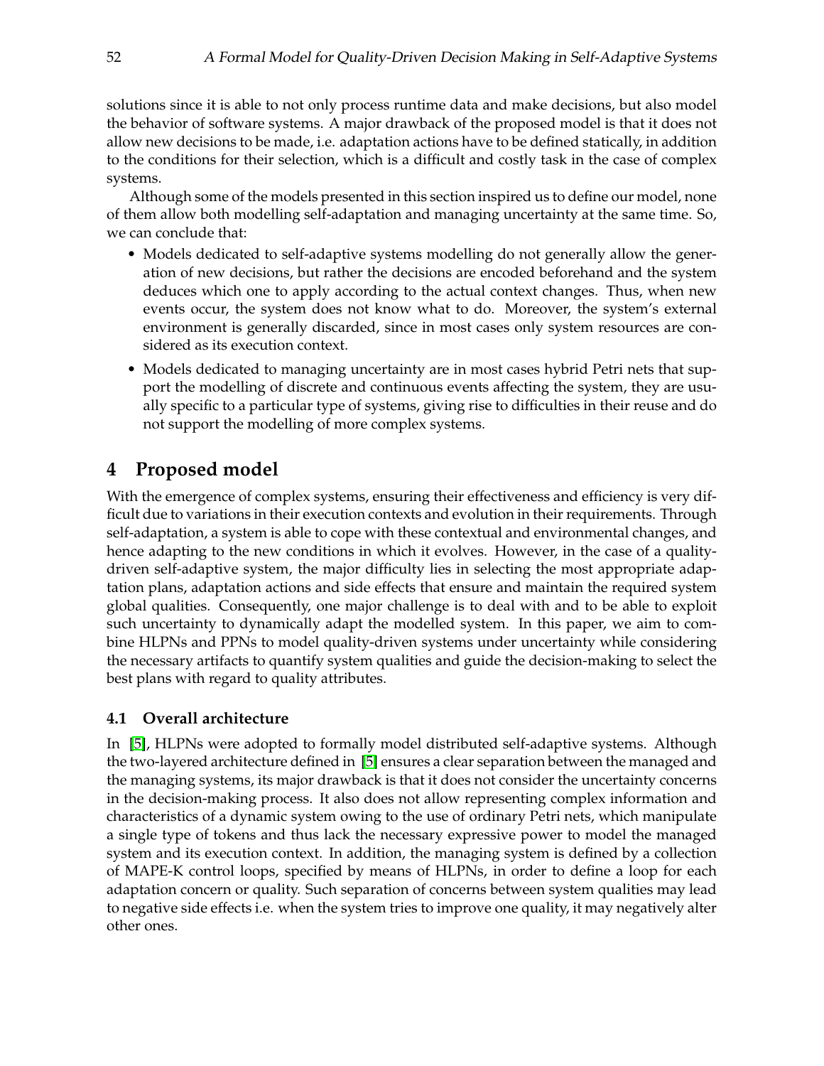solutions since it is able to not only process runtime data and make decisions, but also model the behavior of software systems. A major drawback of the proposed model is that it does not allow new decisions to be made, i.e. adaptation actions have to be defined statically, in addition to the conditions for their selection, which is a difficult and costly task in the case of complex systems.

Although some of the models presented in this section inspired us to define our model, none of them allow both modelling self-adaptation and managing uncertainty at the same time. So, we can conclude that:

- Models dedicated to self-adaptive systems modelling do not generally allow the generation of new decisions, but rather the decisions are encoded beforehand and the system deduces which one to apply according to the actual context changes. Thus, when new events occur, the system does not know what to do. Moreover, the system's external environment is generally discarded, since in most cases only system resources are considered as its execution context.
- Models dedicated to managing uncertainty are in most cases hybrid Petri nets that support the modelling of discrete and continuous events affecting the system, they are usually specific to a particular type of systems, giving rise to difficulties in their reuse and do not support the modelling of more complex systems.

## 4 Proposed model

With the emergence of complex systems, ensuring their effectiveness and efficiency is very difficult due to variations in their execution contexts and evolution in their requirements. Through self-adaptation, a system is able to cope with these contextual and environmental changes, and hence adapting to the new conditions in which it evolves. However, in the case of a quality-driven self-adaptive system, the major difficulty lies in selecting the most appropriate adaptation plans, adaptation actions and side effects that ensure and maintain the required system global qualities. Consequently, one major challenge is to deal with and to be able to exploit such uncertainty to dynamically adapt the modelled system. In this paper, we aim to combine HLPNs and PPNs to model quality-driven systems under uncertainty while considering the necessary artifacts to quantify system qualities and guide the decision-making to select the best plans with regard to quality attributes.

### 4.1 Overall architecture

In [5], HLPNs were adopted to formally model distributed self-adaptive systems. Although the two-layered architecture defined in [5] ensures a clear separation between the managed and the managing systems, its major drawback is that it does not consider the uncertainty concerns in the decision-making process. It also does not allow representing complex information and characteristics of a dynamic system owing to the use of ordinary Petri nets, which manipulate a single type of tokens and thus lack the necessary expressive power to model the managed system and its execution context. In addition, the managing system is defined by a collection of MAPE-K control loops, specified by means of HLPNs, in order to define a loop for each adaptation concern or quality. Such separation of concerns between system qualities may lead to negative side effects i.e. when the system tries to improve one quality, it may negatively alter other ones.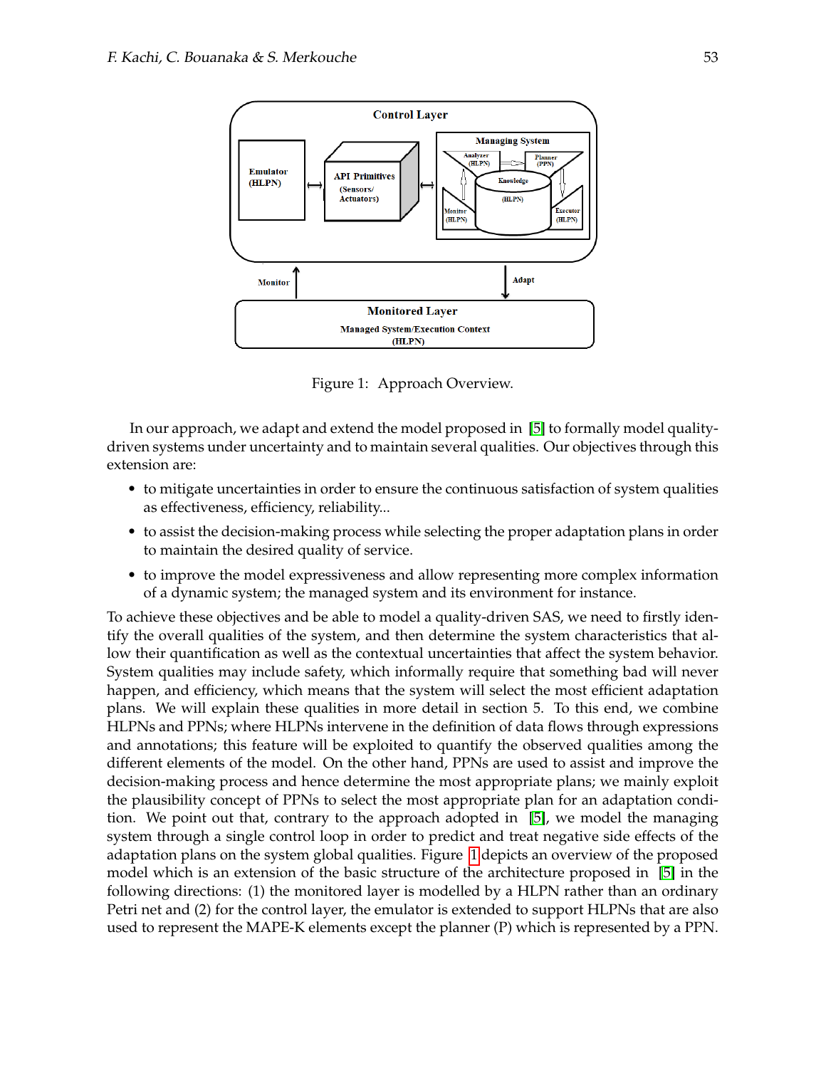Figure 1: Approach Overview.

In our approach, we adapt and extend the model proposed in [5] to formally model quality-driven systems under uncertainty and to maintain several qualities. Our objectives through this extension are:

- to mitigate uncertainties in order to ensure the continuous satisfaction of system qualities as effectiveness, efficiency, reliability...
- to assist the decision-making process while selecting the proper adaptation plans in order to maintain the desired quality of service.
- to improve the model expressiveness and allow representing more complex information of a dynamic system; the managed system and its environment for instance.

To achieve these objectives and be able to model a quality-driven SAS, we need to firstly identify the overall qualities of the system, and then determine the system characteristics that allow their quantification as well as the contextual uncertainties that affect the system behavior. System qualities may include safety, which informally require that something bad will never happen, and efficiency, which means that the system will select the most efficient adaptation plans. We will explain these qualities in more detail in section 5. To this end, we combine HLPNs and PPNs; where HLPNs intervene in the definition of data flows through expressions and annotations; this feature will be exploited to quantify the observed qualities among the different elements of the model. On the other hand, PPNs are used to assist and improve the decision-making process and hence determine the most appropriate plans; we mainly exploit the plausibility concept of PPNs to select the most appropriate plan for an adaptation condition. We point out that, contrary to the approach adopted in [5], we model the managing system through a single control loop in order to predict and treat negative side effects of the adaptation plans on the system global qualities. Figure 1 depicts an overview of the proposed model which is an extension of the basic structure of the architecture proposed in [5] in the following directions: (1) the monitored layer is modelled by a HLPN rather than an ordinary Petri net and (2) for the control layer, the emulator is extended to support HLPNs that are also used to represent the MAPE-K elements except the planner (P) which is represented by a PPN.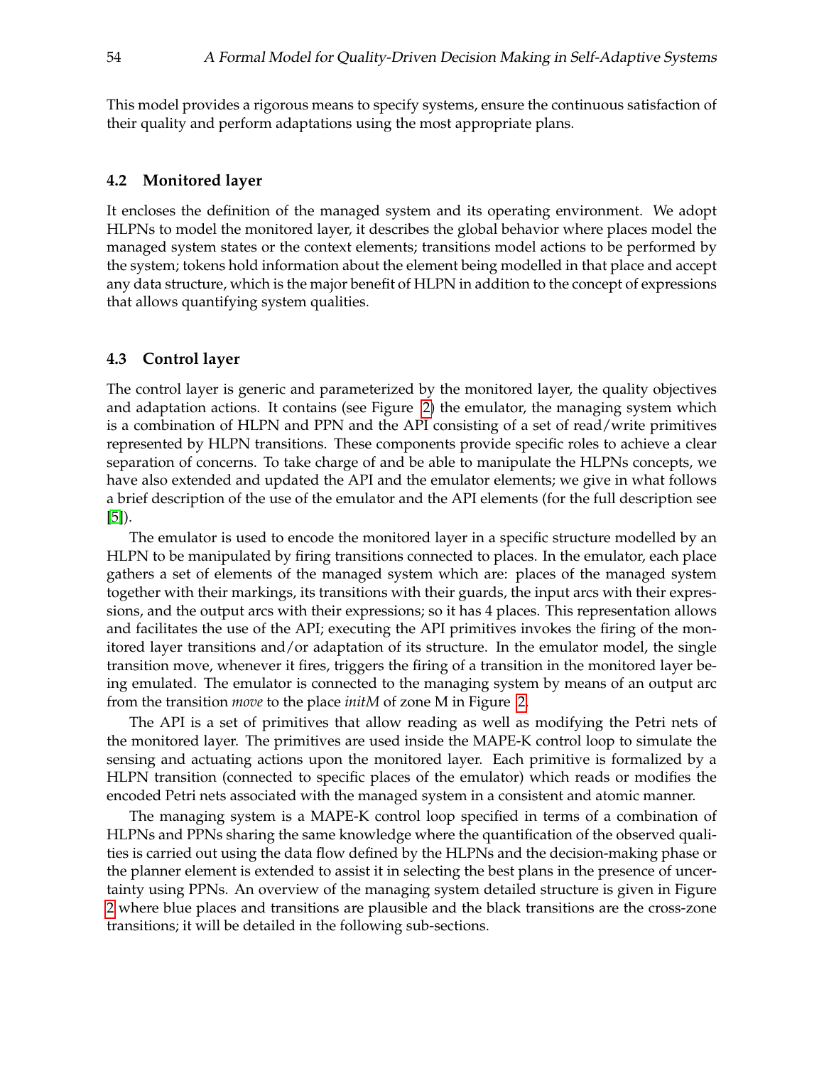This model provides a rigorous means to specify systems, ensure the continuous satisfaction of their quality and perform adaptations using the most appropriate plans.

### 4.2 Monitored layer

It encloses the definition of the managed system and its operating environment. We adopt HLPNs to model the monitored layer, it describes the global behavior where places model the managed system states or the context elements; transitions model actions to be performed by the system; tokens hold information about the element being modelled in that place and accept any data structure, which is the major benefit of HLPN in addition to the concept of expressions that allows quantifying system qualities.

### 4.3 Control layer

The control layer is generic and parameterized by the monitored layer, the quality objectives and adaptation actions. It contains (see Figure 2) the emulator, the managing system which is a combination of HLPN and PPN and the API consisting of a set of read/write primitives represented by HLPN transitions. These components provide specific roles to achieve a clear separation of concerns. To take charge of and be able to manipulate the HLPNs concepts, we have also extended and updated the API and the emulator elements; we give in what follows a brief description of the use of the emulator and the API elements (for the full description see [5]).

The emulator is used to encode the monitored layer in a specific structure modelled by an HLPN to be manipulated by firing transitions connected to places. In the emulator, each place gathers a set of elements of the managed system which are: places of the managed system together with their markings, its transitions with their guards, the input arcs with their expressions, and the output arcs with their expressions; so it has 4 places. This representation allows and facilitates the use of the API; executing the API primitives invokes the firing of the monitored layer transitions and/or adaptation of its structure. In the emulator model, the single transition move, whenever it fires, triggers the firing of a transition in the monitored layer being emulated. The emulator is connected to the managing system by means of an output arc from the transition *move* to the place *initM* of zone M in Figure 2.

The API is a set of primitives that allow reading as well as modifying the Petri nets of the monitored layer. The primitives are used inside the MAPE-K control loop to simulate the sensing and actuating actions upon the monitored layer. Each primitive is formalized by a HLPN transition (connected to specific places of the emulator) which reads or modifies the encoded Petri nets associated with the managed system in a consistent and atomic manner.

The managing system is a MAPE-K control loop specified in terms of a combination of HLPNs and PPNs sharing the same knowledge where the quantification of the observed qualities is carried out using the data flow defined by the HLPNs and the decision-making phase or the planner element is extended to assist it in selecting the best plans in the presence of uncertainty using PPNs. An overview of the managing system detailed structure is given in Figure 2 where blue places and transitions are plausible and the black transitions are the cross-zone transitions; it will be detailed in the following sub-sections.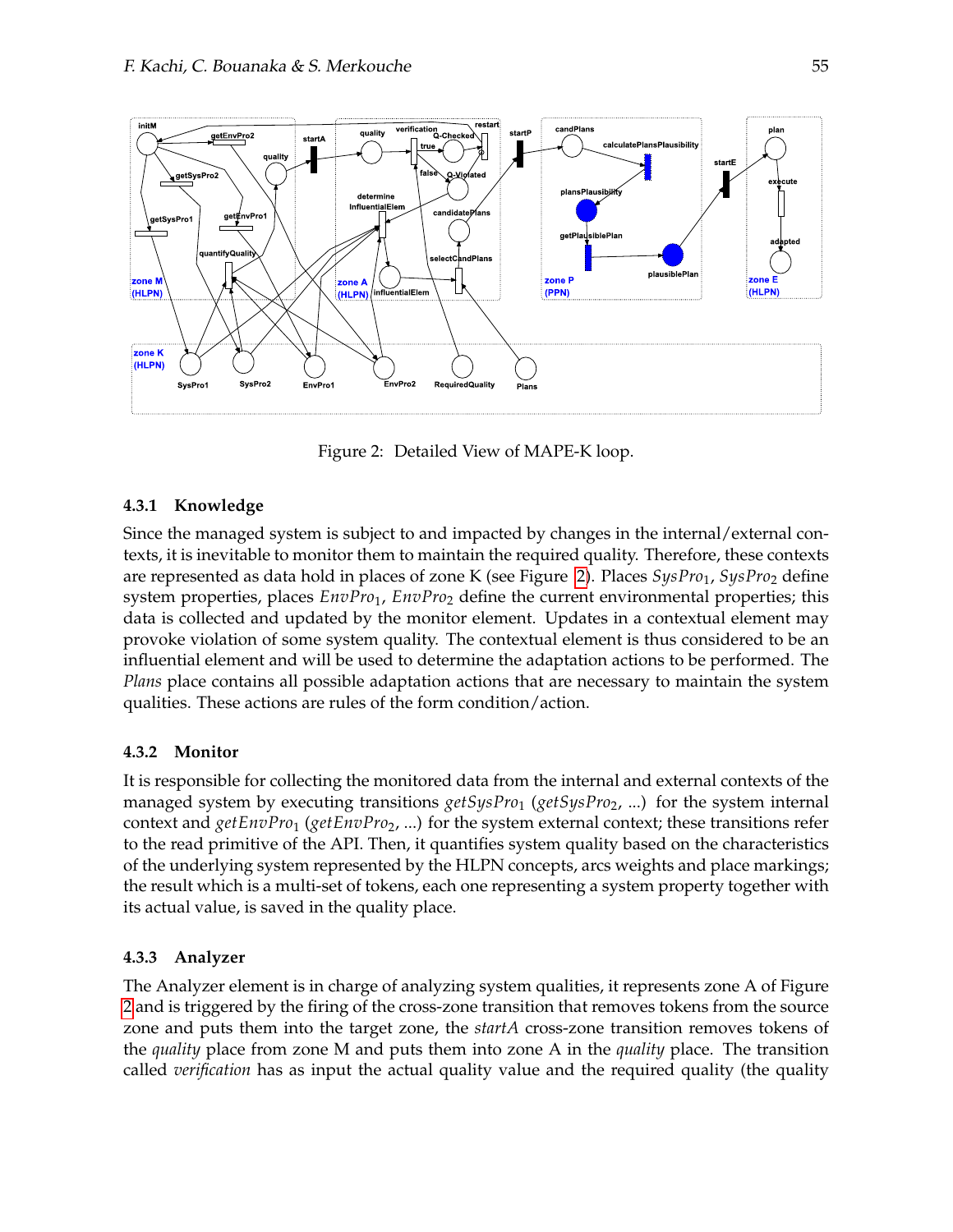Figure 2: Detailed View of MAPE-K loop.

### 4.3.1 Knowledge

Since the managed system is subject to and impacted by changes in the internal/external contexts, it is inevitable to monitor them to maintain the required quality. Therefore, these contexts are represented as data hold in places of zone K (see Figure 2). Places $SysPro_1$, $SysPro_2$ define system properties, places $EnvPro_1$, $EnvPro_2$ define the current environmental properties; this data is collected and updated by the monitor element. Updates in a contextual element may provoke violation of some system quality. The contextual element is thus considered to be an influential element and will be used to determine the adaptation actions to be performed. The *Plans* place contains all possible adaptation actions that are necessary to maintain the system qualities. These actions are rules of the form condition/action.

### 4.3.2 Monitor

It is responsible for collecting the monitored data from the internal and external contexts of the managed system by executing transitions $getSysPro_1$ ($getSysPro_2$, ...) for the system internal context and $getEnvPro_1$ ($getEnvPro_2$, ...) for the system external context; these transitions refer to the read primitive of the API. Then, it quantifies system quality based on the characteristics of the underlying system represented by the HLPN concepts, arcs weights and place markings; the result which is a multi-set of tokens, each one representing a system property together with its actual value, is saved in the quality place.

### 4.3.3 Analyzer

The Analyzer element is in charge of analyzing system qualities, it represents zone A of Figure 2 and is triggered by the firing of the cross-zone transition that removes tokens from the source zone and puts them into the target zone, the *startA* cross-zone transition removes tokens of the *quality* place from zone M and puts them into zone A in the *quality* place. The transition called *verification* has as input the actual quality value and the required quality (the quality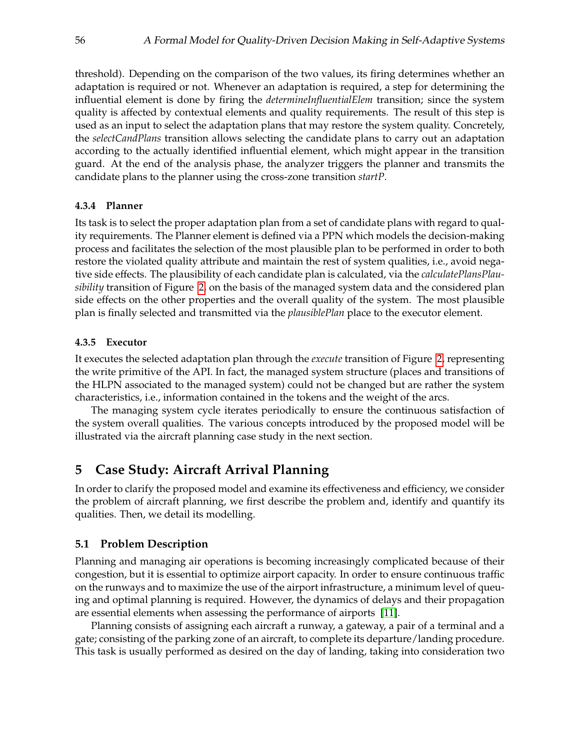threshold). Depending on the comparison of the two values, its firing determines whether an adaptation is required or not. Whenever an adaptation is required, a step for determining the influential element is done by firing the *determineInfluentialElem* transition; since the system quality is affected by contextual elements and quality requirements. The result of this step is used as an input to select the adaptation plans that may restore the system quality. Concretely, the *selectCandPlans* transition allows selecting the candidate plans to carry out an adaptation according to the actually identified influential element, which might appear in the transition guard. At the end of the analysis phase, the analyzer triggers the planner and transmits the candidate plans to the planner using the cross-zone transition *startP*.

#### 4.3.4 Planner

Its task is to select the proper adaptation plan from a set of candidate plans with regard to quality requirements. The Planner element is defined via a PPN which models the decision-making process and facilitates the selection of the most plausible plan to be performed in order to both restore the violated quality attribute and maintain the rest of system qualities, i.e., avoid negative side effects. The plausibility of each candidate plan is calculated, via the *calculatePlansPlausibility* transition of Figure 2, on the basis of the managed system data and the considered plan side effects on the other properties and the overall quality of the system. The most plausible plan is finally selected and transmitted via the *plausiblePlan* place to the executor element.

#### 4.3.5 Executor

It executes the selected adaptation plan through the *execute* transition of Figure 2, representing the write primitive of the API. In fact, the managed system structure (places and transitions of the HLPN associated to the managed system) could not be changed but are rather the system characteristics, i.e., information contained in the tokens and the weight of the arcs.

The managing system cycle iterates periodically to ensure the continuous satisfaction of the system overall qualities. The various concepts introduced by the proposed model will be illustrated via the aircraft planning case study in the next section.

## 5 Case Study: Aircraft Arrival Planning

In order to clarify the proposed model and examine its effectiveness and efficiency, we consider the problem of aircraft planning, we first describe the problem and, identify and quantify its qualities. Then, we detail its modelling.

### 5.1 Problem Description

Planning and managing air operations is becoming increasingly complicated because of their congestion, but it is essential to optimize airport capacity. In order to ensure continuous traffic on the runways and to maximize the use of the airport infrastructure, a minimum level of queuing and optimal planning is required. However, the dynamics of delays and their propagation are essential elements when assessing the performance of airports [11].

Planning consists of assigning each aircraft a runway, a gateway, a pair of a terminal and a gate; consisting of the parking zone of an aircraft, to complete its departure/landing procedure. This task is usually performed as desired on the day of landing, taking into consideration two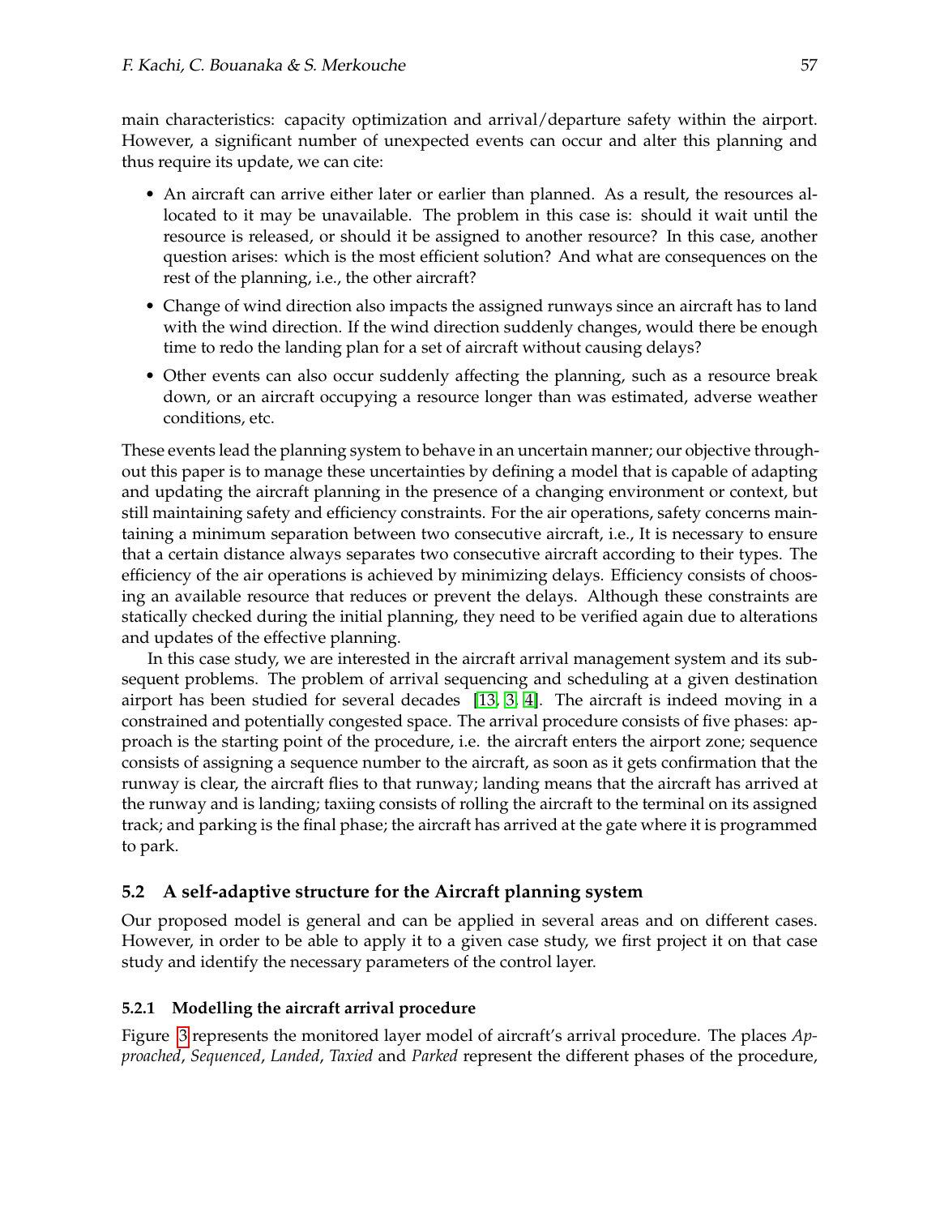main characteristics: capacity optimization and arrival/departure safety within the airport. However, a significant number of unexpected events can occur and alter this planning and thus require its update, we can cite:

- An aircraft can arrive either later or earlier than planned. As a result, the resources allocated to it may be unavailable. The problem in this case is: should it wait until the resource is released, or should it be assigned to another resource? In this case, another question arises: which is the most efficient solution? And what are consequences on the rest of the planning, i.e., the other aircraft?
- Change of wind direction also impacts the assigned runways since an aircraft has to land with the wind direction. If the wind direction suddenly changes, would there be enough time to redo the landing plan for a set of aircraft without causing delays?
- Other events can also occur suddenly affecting the planning, such as a resource break down, or an aircraft occupying a resource longer than was estimated, adverse weather conditions, etc.

These events lead the planning system to behave in an uncertain manner; our objective throughout this paper is to manage these uncertainties by defining a model that is capable of adapting and updating the aircraft planning in the presence of a changing environment or context, but still maintaining safety and efficiency constraints. For the air operations, safety concerns maintaining a minimum separation between two consecutive aircraft, i.e., It is necessary to ensure that a certain distance always separates two consecutive aircraft according to their types. The efficiency of the air operations is achieved by minimizing delays. Efficiency consists of choosing an available resource that reduces or prevent the delays. Although these constraints are statically checked during the initial planning, they need to be verified again due to alterations and updates of the effective planning.

In this case study, we are interested in the aircraft arrival management system and its subsequent problems. The problem of arrival sequencing and scheduling at a given destination airport has been studied for several decades [13, 3, 4]. The aircraft is indeed moving in a constrained and potentially congested space. The arrival procedure consists of five phases: approach is the starting point of the procedure, i.e. the aircraft enters the airport zone; sequence consists of assigning a sequence number to the aircraft, as soon as it gets confirmation that the runway is clear, the aircraft flies to that runway; landing means that the aircraft has arrived at the runway and is landing; taxiing consists of rolling the aircraft to the terminal on its assigned track; and parking is the final phase; the aircraft has arrived at the gate where it is programmed to park.

### 5.2 A self-adaptive structure for the Aircraft planning system

Our proposed model is general and can be applied in several areas and on different cases. However, in order to be able to apply it to a given case study, we first project it on that case study and identify the necessary parameters of the control layer.

#### 5.2.1 Modelling the aircraft arrival procedure

Figure 3 represents the monitored layer model of aircraft's arrival procedure. The places *Approached*, *Sequenced*, *Landed*, *Taxied* and *Parked* represent the different phases of the procedure,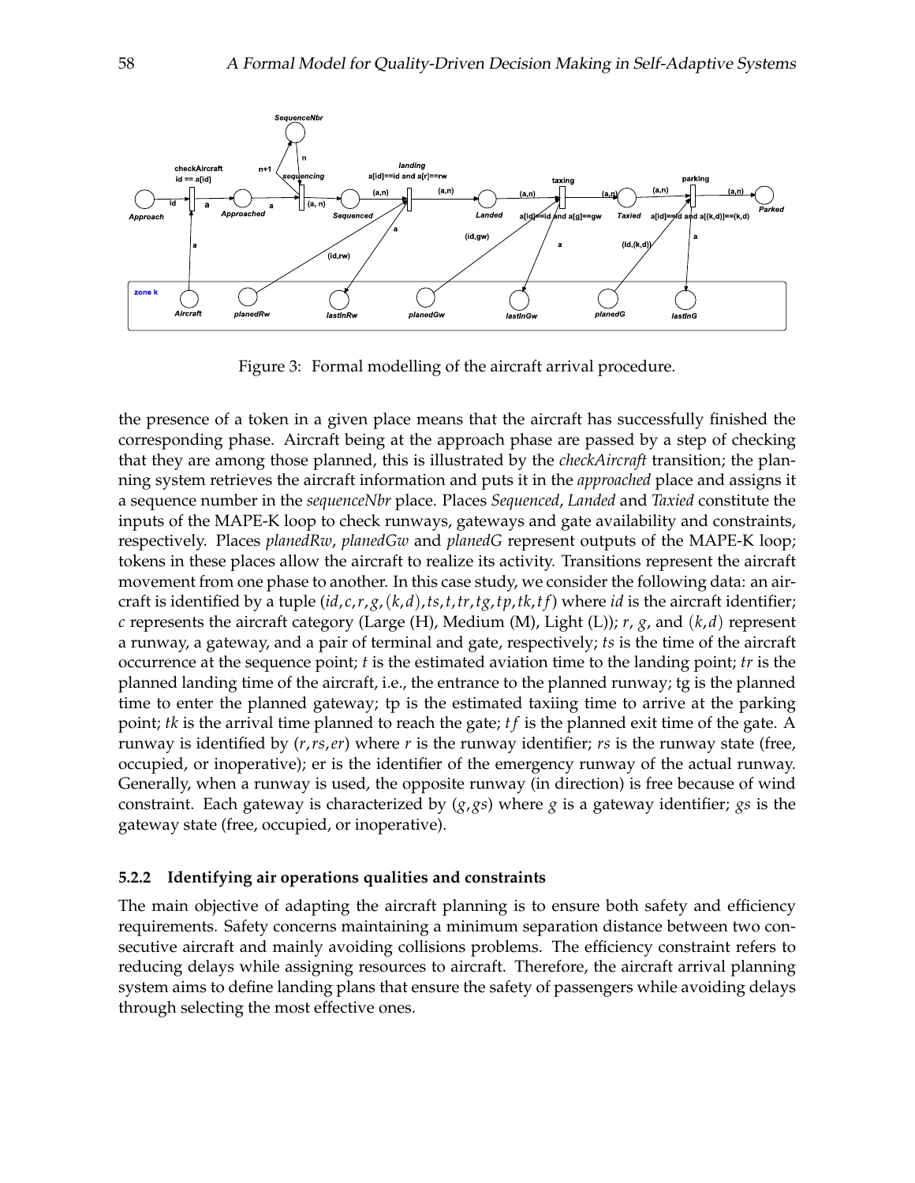Figure 3: Formal modelling of the aircraft arrival procedure.

the presence of a token in a given place means that the aircraft has successfully finished the corresponding phase. Aircraft being at the approach phase are passed by a step of checking that they are among those planned, this is illustrated by the *checkAircraft* transition; the planning system retrieves the aircraft information and puts it in the *approached* place and assigns it a sequence number in the *sequenceNbr* place. Places *Sequenced*, *Landed* and *Taxied* constitute the inputs of the MAPE-K loop to check runways, gateways and gate availability and constraints, respectively. Places *planedRw*, *planedGw* and *planedG* represent outputs of the MAPE-K loop; tokens in these places allow the aircraft to realize its activity. Transitions represent the aircraft movement from one phase to another. In this case study, we consider the following data: an aircraft is identified by a tuple $(id, c, r, g, (k, d), ts, t, tr, tg, tp, tk, tf)$ where $id$ is the aircraft identifier; $c$ represents the aircraft category (Large (H), Medium (M), Light (L)); $r$, $g$, and $(k, d)$ represent a runway, a gateway, and a pair of terminal and gate, respectively; $ts$ is the time of the aircraft occurrence at the sequence point; $t$ is the estimated aviation time to the landing point; $tr$ is the planned landing time of the aircraft, i.e., the entrance to the planned runway; tg is the planned time to enter the planned gateway; tp is the estimated taxiing time to arrive at the parking point; $tk$ is the arrival time planned to reach the gate; $tf$ is the planned exit time of the gate. A runway is identified by $(r, rs, er)$ where $r$ is the runway identifier; $rs$ is the runway state (free, occupied, or inoperative); er is the identifier of the emergency runway of the actual runway. Generally, when a runway is used, the opposite runway (in direction) is free because of wind constraint. Each gateway is characterized by $(g, gs)$ where $g$ is a gateway identifier; $gs$ is the gateway state (free, occupied, or inoperative).

### 5.2.2 Identifying air operations qualities and constraints

The main objective of adapting the aircraft planning is to ensure both safety and efficiency requirements. Safety concerns maintaining a minimum separation distance between two consecutive aircraft and mainly avoiding collisions problems. The efficiency constraint refers to reducing delays while assigning resources to aircraft. Therefore, the aircraft arrival planning system aims to define landing plans that ensure the safety of passengers while avoiding delays through selecting the most effective ones.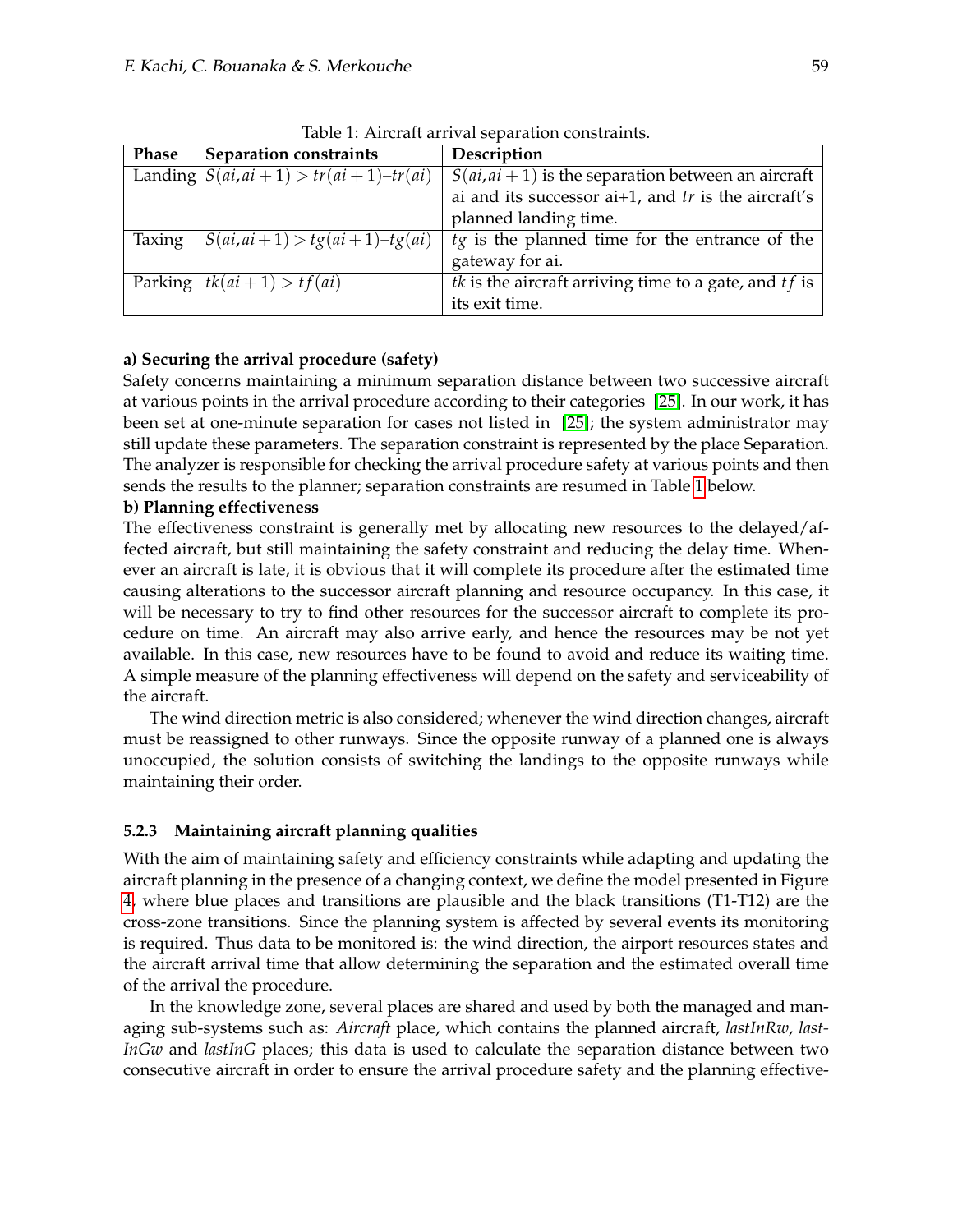Table 1: Aircraft arrival separation constraints.

| Phase | Separation constraints | Description |
|---|---|---|
| Landing | $S(ai, ai+1) > tr(ai+1) – tr(ai)$ | $S(ai, ai+1)$ is the separation between an aircraft ai and its successor ai+1, and $tr$ is the aircraft's planned landing time. |
| Taxing | $S(ai, ai+1) > tg(ai+1) – tg(ai)$ | $tg$ is the planned time for the entrance of the gateway for ai. |
| Parking | $tk(ai+1) > tf(ai)$ | $tk$ is the aircraft arriving time to a gate, and $tf$ is its exit time. |

**a) Securing the arrival procedure (safety)**

Safety concerns maintaining a minimum separation distance between two successive aircraft at various points in the arrival procedure according to their categories [25]. In our work, it has been set at one-minute separation for cases not listed in [25]; the system administrator may still update these parameters. The separation constraint is represented by the place Separation. The analyzer is responsible for checking the arrival procedure safety at various points and then sends the results to the planner; separation constraints are resumed in Table 1 below.

**b) Planning effectiveness**

The effectiveness constraint is generally met by allocating new resources to the delayed/affected aircraft, but still maintaining the safety constraint and reducing the delay time. Whenever an aircraft is late, it is obvious that it will complete its procedure after the estimated time causing alterations to the successor aircraft planning and resource occupancy. In this case, it will be necessary to try to find other resources for the successor aircraft to complete its procedure on time. An aircraft may also arrive early, and hence the resources may be not yet available. In this case, new resources have to be found to avoid and reduce its waiting time. A simple measure of the planning effectiveness will depend on the safety and serviceability of the aircraft.

The wind direction metric is also considered; whenever the wind direction changes, aircraft must be reassigned to other runways. Since the opposite runway of a planned one is always unoccupied, the solution consists of switching the landings to the opposite runways while maintaining their order.

### 5.2.3 Maintaining aircraft planning qualities

With the aim of maintaining safety and efficiency constraints while adapting and updating the aircraft planning in the presence of a changing context, we define the model presented in Figure 4, where blue places and transitions are plausible and the black transitions (T1-T12) are the cross-zone transitions. Since the planning system is affected by several events its monitoring is required. Thus data to be monitored is: the wind direction, the airport resources states and the aircraft arrival time that allow determining the separation and the estimated overall time of the arrival the procedure.

In the knowledge zone, several places are shared and used by both the managed and managing sub-systems such as: *Aircraft* place, which contains the planned aircraft, *lastInRw*, *lastInGw* and *lastInG* places; this data is used to calculate the separation distance between two consecutive aircraft in order to ensure the arrival procedure safety and the planning effective-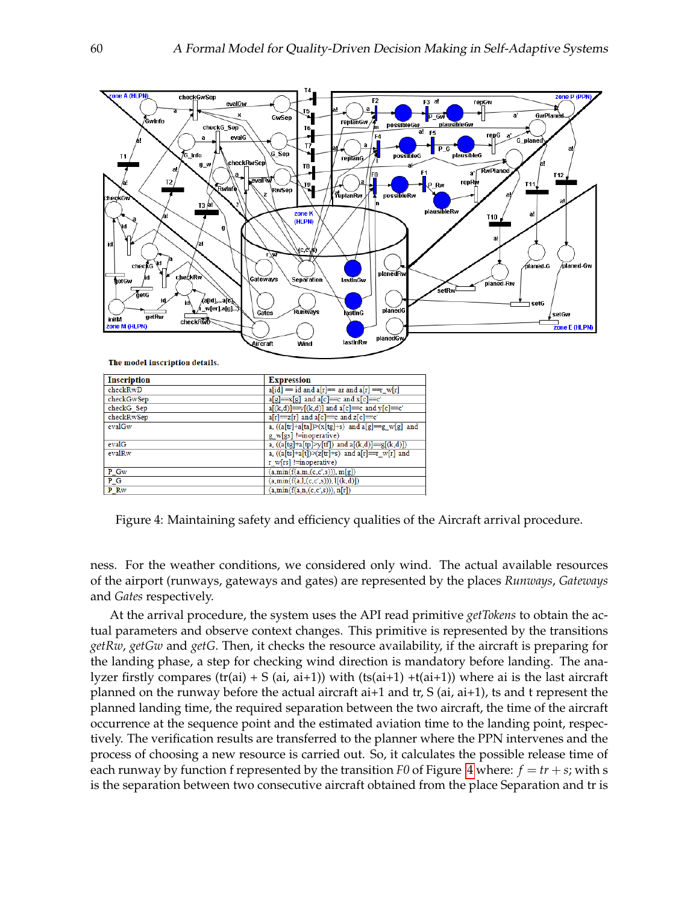**The model inscription details.**

| Inscription | Expression |
|---|---|
| checkRwD | a[id] == id and a[r]== ar and a[r] ==r_w[r] |
| checkGwSep | a[g]==x[g] and a[c]==c and x[c]==c' |
| checkG_Sep | a[(k,d)]==y[(k,d)] and a[c]==c and y[c]==c' |
| checkRwSep | a[r]==z[r] and a[c]==c and z[c]==c' |
| evalGw | a, ((a[tr]+a[ta])>(x[tg]+s) and a[g]==g_w[g] and g_w[gs] !=inoperative) |
| evalG | a, ((a[tg]+a[tp]>y[tf]) and a[(k,d)]==g[(k,d)]) |
| evalRw | a, ((a[ts]+a[t])>(z[tr]+s) and a[r]==r_w[r] and r_w[rs] !=inoperative) |
| P_Gw | (a,min(f(a,m,(c,c',s))), m[g]) |
| P_G | (a,min(f(a,l,(c,c',s))), l[(k,d)]) |
| P_Rw | (a,min(f(a,n,(c,c',s))), n[r]) |

Figure 4: Maintaining safety and efficiency qualities of the Aircraft arrival procedure.

ness. For the weather conditions, we considered only wind. The actual available resources of the airport (runways, gateways and gates) are represented by the places *Runways*, *Gateways* and *Gates* respectively.

At the arrival procedure, the system uses the API read primitive *getTokens* to obtain the actual parameters and observe context changes. This primitive is represented by the transitions *getRw*, *getGw* and *getG*. Then, it checks the resource availability, if the aircraft is preparing for the landing phase, a step for checking wind direction is mandatory before landing. The analyzer firstly compares (tr(ai) + S (ai, ai+1)) with (ts(ai+1) +t(ai+1)) where ai is the last aircraft planned on the runway before the actual aircraft ai+1 and tr, S (ai, ai+1), ts and t represent the planned landing time, the required separation between the two aircraft, the time of the aircraft occurrence at the sequence point and the estimated aviation time to the landing point, respectively. The verification results are transferred to the planner where the PPN intervenes and the process of choosing a new resource is carried out. So, it calculates the possible release time of each runway by function f represented by the transition *F0* of Figure 4 where: $f = tr + s$; with s is the separation between two consecutive aircraft obtained from the place Separation and tr is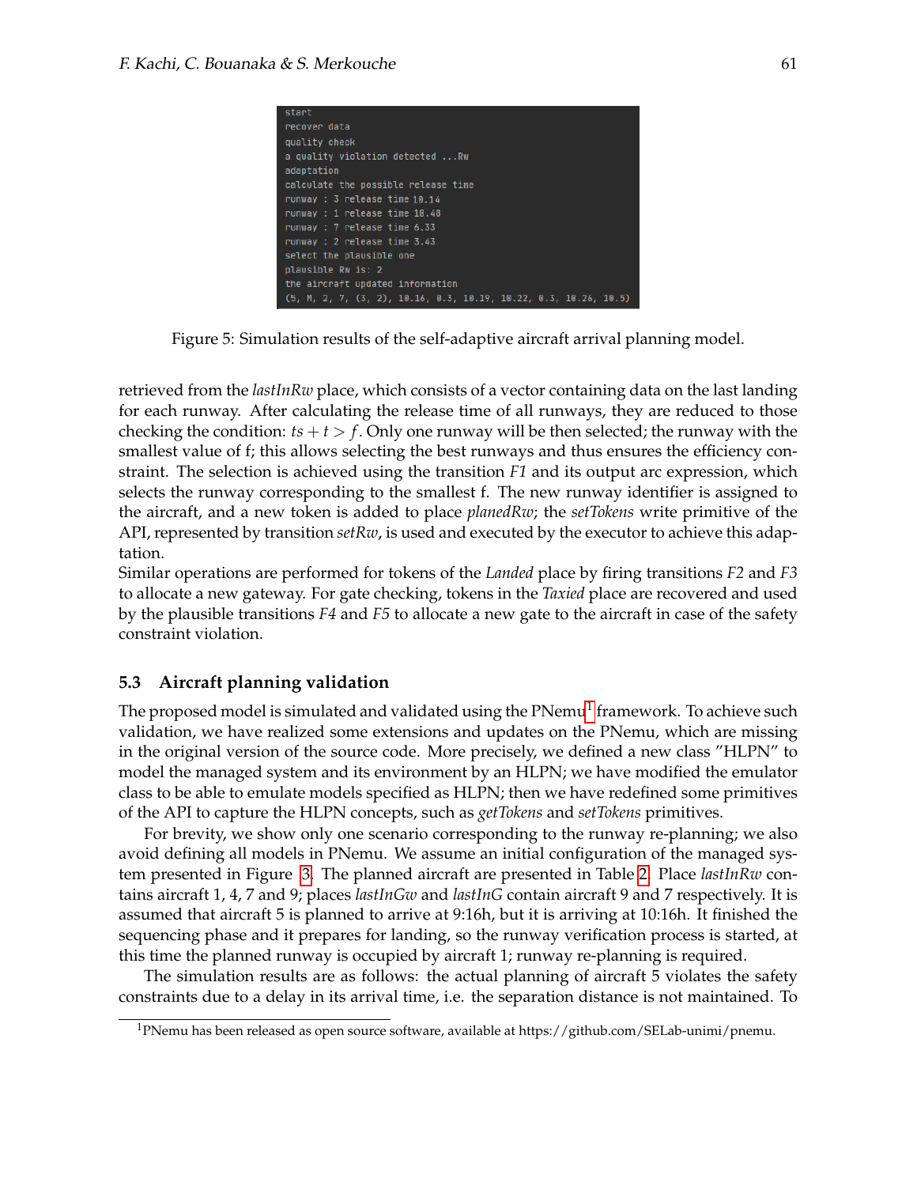```
start
recover data
quality check
a quality violation detected ...Rw
adaptation
calculate the possible release time
runway : 3 release time 10.14
runway : 1 release time 10.48
runway : 7 release time 6.33
runway : 2 release time 3.43
select the plausible one
plausible Rw is: 2
the aircraft updated information
(5, M, 2, 7, (3, 2), 10.16, 0.3, 10.19, 10.22, 0.3, 10.26, 10.5)
```

Figure 5: Simulation results of the self-adaptive aircraft arrival planning model.

retrieved from the *lastInRw* place, which consists of a vector containing data on the last landing for each runway. After calculating the release time of all runways, they are reduced to those checking the condition: $ts + t > f$. Only one runway will be then selected; the runway with the smallest value of f; this allows selecting the best runways and thus ensures the efficiency constraint. The selection is achieved using the transition *F1* and its output arc expression, which selects the runway corresponding to the smallest f. The new runway identifier is assigned to the aircraft, and a new token is added to place *planedRw*; the *setTokens* write primitive of the API, represented by transition *setRw*, is used and executed by the executor to achieve this adaptation.
Similar operations are performed for tokens of the *Landed* place by firing transitions *F2* and *F3* to allocate a new gateway. For gate checking, tokens in the *Taxied* place are recovered and used by the plausible transitions *F4* and *F5* to allocate a new gate to the aircraft in case of the safety constraint violation.

### 5.3 Aircraft planning validation

The proposed model is simulated and validated using the PNemu[1] framework. To achieve such validation, we have realized some extensions and updates on the PNemu, which are missing in the original version of the source code. More precisely, we defined a new class "HLPN" to model the managed system and its environment by an HLPN; we have modified the emulator class to be able to emulate models specified as HLPN; then we have redefined some primitives of the API to capture the HLPN concepts, such as *getTokens* and *setTokens* primitives.

For brevity, we show only one scenario corresponding to the runway re-planning; we also avoid defining all models in PNemu. We assume an initial configuration of the managed system presented in Figure 3. The planned aircraft are presented in Table 2. Place *lastInRw* contains aircraft 1, 4, 7 and 9; places *lastInGw* and *lastInG* contain aircraft 9 and 7 respectively. It is assumed that aircraft 5 is planned to arrive at 9:16h, but it is arriving at 10:16h. It finished the sequencing phase and it prepares for landing, so the runway verification process is started, at this time the planned runway is occupied by aircraft 1; runway re-planning is required.

The simulation results are as follows: the actual planning of aircraft 5 violates the safety constraints due to a delay in its arrival time, i.e. the separation distance is not maintained. To

[1] PNemu has been released as open source software, available at https://github.com/SELab-unimi/pnemu.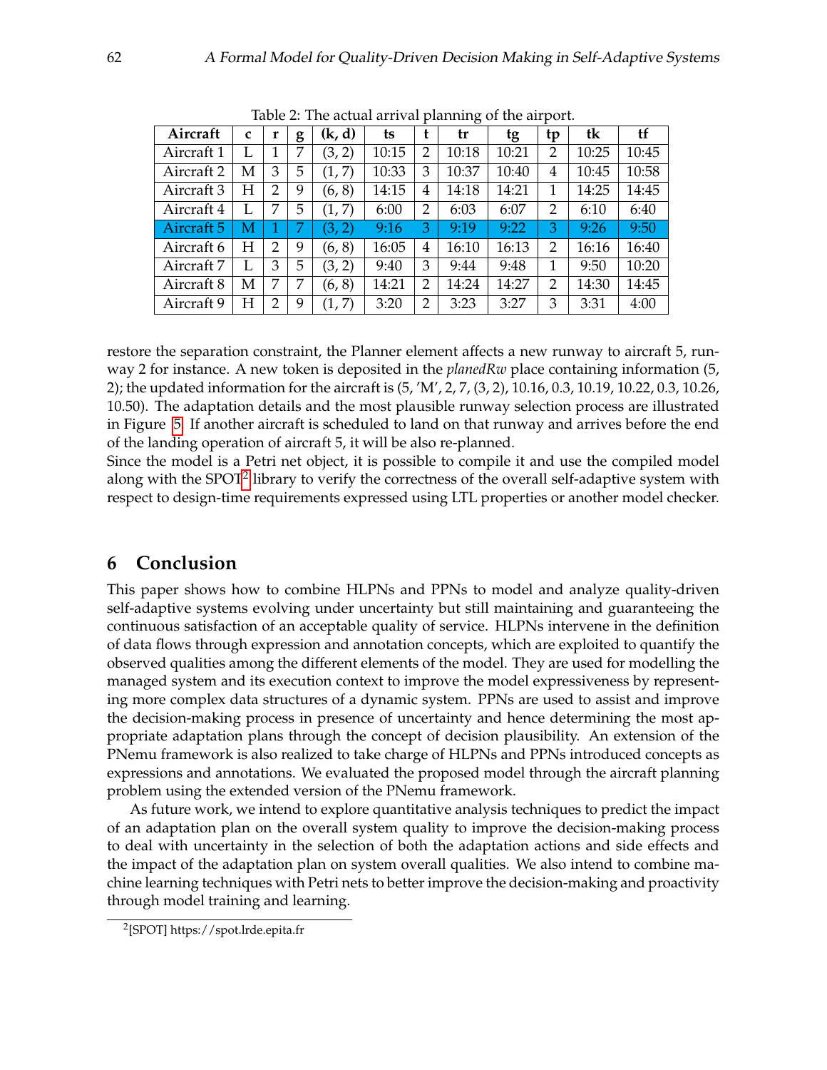Table 2: The actual arrival planning of the airport.

| Aircraft | c | r | g | (k, d) | ts | t | tr | tg | tp | tk | tf |
|---|---|---|---|---|---|---|---|---|---|---|---|
| Aircraft 1 | L | 1 | 7 | (3, 2) | 10:15 | 2 | 10:18 | 10:21 | 2 | 10:25 | 10:45 |
| Aircraft 2 | M | 3 | 5 | (1, 7) | 10:33 | 3 | 10:37 | 10:40 | 4 | 10:45 | 10:58 |
| Aircraft 3 | H | 2 | 9 | (6, 8) | 14:15 | 4 | 14:18 | 14:21 | 1 | 14:25 | 14:45 |
| Aircraft 4 | L | 7 | 5 | (1, 7) | 6:00 | 2 | 6:03 | 6:07 | 2 | 6:10 | 6:40 |
| Aircraft 5 | M | 1 | 7 | (3, 2) | 9:16 | 3 | 9:19 | 9:22 | 3 | 9:26 | 9:50 |
| Aircraft 6 | H | 2 | 9 | (6, 8) | 16:05 | 4 | 16:10 | 16:13 | 2 | 16:16 | 16:40 |
| Aircraft 7 | L | 3 | 5 | (3, 2) | 9:40 | 3 | 9:44 | 9:48 | 1 | 9:50 | 10:20 |
| Aircraft 8 | M | 7 | 7 | (6, 8) | 14:21 | 2 | 14:24 | 14:27 | 2 | 14:30 | 14:45 |
| Aircraft 9 | H | 2 | 9 | (1, 7) | 3:20 | 2 | 3:23 | 3:27 | 3 | 3:31 | 4:00 |

restore the separation constraint, the Planner element affects a new runway to aircraft 5, runway 2 for instance. A new token is deposited in the *planedRw* place containing information (5, 2); the updated information for the aircraft is (5, 'M', 2, 7, (3, 2), 10.16, 0.3, 10.19, 10.22, 0.3, 10.26, 10.50). The adaptation details and the most plausible runway selection process are illustrated in Figure 5. If another aircraft is scheduled to land on that runway and arrives before the end of the landing operation of aircraft 5, it will be also re-planned.

Since the model is a Petri net object, it is possible to compile it and use the compiled model along with the SPOT[2] library to verify the correctness of the overall self-adaptive system with respect to design-time requirements expressed using LTL properties or another model checker.

## 6 Conclusion

This paper shows how to combine HLPNs and PPNs to model and analyze quality-driven self-adaptive systems evolving under uncertainty but still maintaining and guaranteeing the continuous satisfaction of an acceptable quality of service. HLPNs intervene in the definition of data flows through expression and annotation concepts, which are exploited to quantify the observed qualities among the different elements of the model. They are used for modelling the managed system and its execution context to improve the model expressiveness by representing more complex data structures of a dynamic system. PPNs are used to assist and improve the decision-making process in presence of uncertainty and hence determining the most appropriate adaptation plans through the concept of decision plausibility. An extension of the PNemu framework is also realized to take charge of HLPNs and PPNs introduced concepts as expressions and annotations. We evaluated the proposed model through the aircraft planning problem using the extended version of the PNemu framework.

As future work, we intend to explore quantitative analysis techniques to predict the impact of an adaptation plan on the overall system quality to improve the decision-making process to deal with uncertainty in the selection of both the adaptation actions and side effects and the impact of the adaptation plan on system overall qualities. We also intend to combine machine learning techniques with Petri nets to better improve the decision-making and proactivity through model training and learning.

[2][SPOT] https://spot.lrde.epita.fr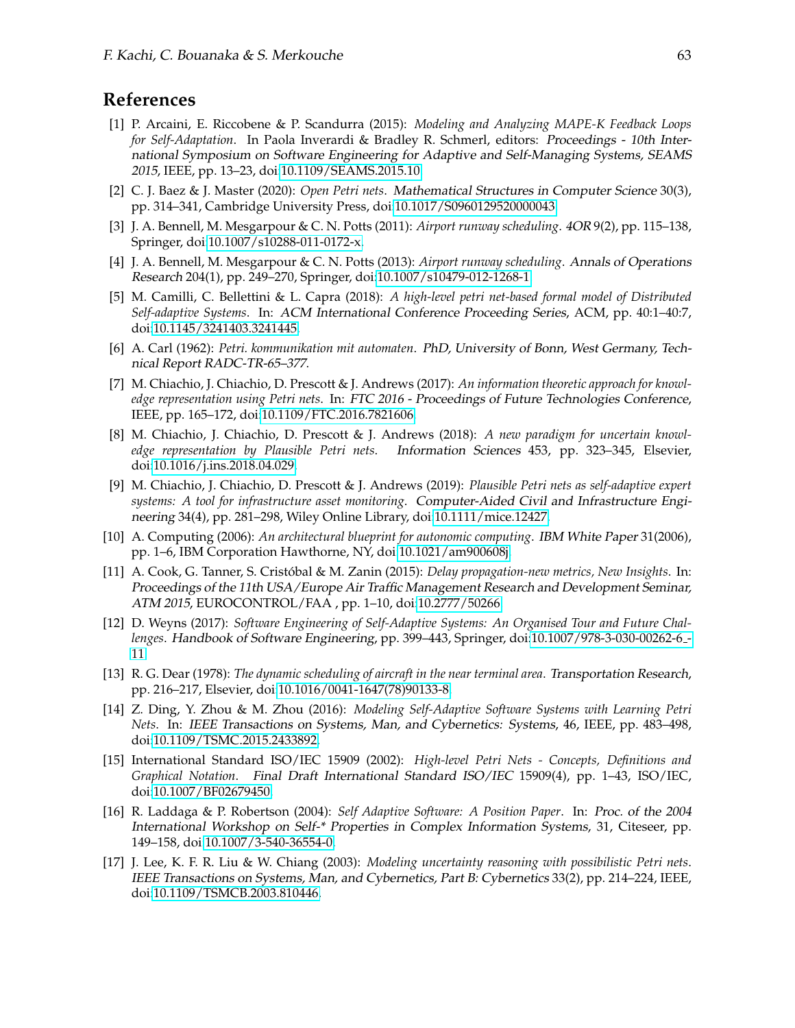## References

[1] P. Arcaini, E. Riccobene & P. Scandurra (2015): *Modeling and Analyzing MAPE-K Feedback Loops for Self-Adaptation*. In Paola Inverardi & Bradley R. Schmerl, editors: Proceedings - 10th International Symposium on Software Engineering for Adaptive and Self-Managing Systems, SEAMS 2015, IEEE, pp. 13–23, doi:10.1109/SEAMS.2015.10.

[2] C. J. Baez & J. Master (2020): *Open Petri nets*. Mathematical Structures in Computer Science 30(3), pp. 314–341, Cambridge University Press, doi:10.1017/S0960129520000043.

[3] J. A. Bennell, M. Mesgarpour & C. N. Potts (2011): *Airport runway scheduling*. 4OR 9(2), pp. 115–138, Springer, doi:10.1007/s10288-011-0172-x.

[4] J. A. Bennell, M. Mesgarpour & C. N. Potts (2013): *Airport runway scheduling*. Annals of Operations Research 204(1), pp. 249–270, Springer, doi:10.1007/s10479-012-1268-1.

[5] M. Camilli, C. Bellettini & L. Capra (2018): *A high-level petri net-based formal model of Distributed Self-adaptive Systems*. In: ACM International Conference Proceeding Series, ACM, pp. 40:1–40:7, doi:10.1145/3241403.3241445.

[6] A. Carl (1962): *Petri. kommunikation mit automaten*. PhD, University of Bonn, West Germany, Technical Report RADC-TR-65–377.

[7] M. Chiachio, J. Chiachio, D. Prescott & J. Andrews (2017): *An information theoretic approach for knowledge representation using Petri nets*. In: FTC 2016 - Proceedings of Future Technologies Conference, IEEE, pp. 165–172, doi:10.1109/FTC.2016.7821606.

[8] M. Chiachio, J. Chiachio, D. Prescott & J. Andrews (2018): *A new paradigm for uncertain knowledge representation by Plausible Petri nets*. Information Sciences 453, pp. 323–345, Elsevier, doi:10.1016/j.ins.2018.04.029.

[9] M. Chiachio, J. Chiachio, D. Prescott & J. Andrews (2019): *Plausible Petri nets as self-adaptive expert systems: A tool for infrastructure asset monitoring*. Computer-Aided Civil and Infrastructure Engineering 34(4), pp. 281–298, Wiley Online Library, doi:10.1111/mice.12427.

[10] A. Computing (2006): *An architectural blueprint for autonomic computing*. IBM White Paper 31(2006), pp. 1–6, IBM Corporation Hawthorne, NY, doi:10.1021/am900608j.

[11] A. Cook, G. Tanner, S. Cristóbal & M. Zanin (2015): *Delay propagation-new metrics, New Insights*. In: Proceedings of the 11th USA/Europe Air Traffic Management Research and Development Seminar, ATM 2015, EUROCONTROL/FAA , pp. 1–10, doi:10.2777/50266.

[12] D. Weyns (2017): *Software Engineering of Self-Adaptive Systems: An Organised Tour and Future Challenges*. Handbook of Software Engineering, pp. 399–443, Springer, doi:10.1007/978-3-030-00262-6_11.

[13] R. G. Dear (1978): *The dynamic scheduling of aircraft in the near terminal area*. Transportation Research, pp. 216–217, Elsevier, doi:10.1016/0041-1647(78)90133-8.

[14] Z. Ding, Y. Zhou & M. Zhou (2016): *Modeling Self-Adaptive Software Systems with Learning Petri Nets*. In: IEEE Transactions on Systems, Man, and Cybernetics: Systems, 46, IEEE, pp. 483–498, doi:10.1109/TSMC.2015.2433892.

[15] International Standard ISO/IEC 15909 (2002): *High-level Petri Nets - Concepts, Definitions and Graphical Notation*. Final Draft International Standard ISO/IEC 15909(4), pp. 1–43, ISO/IEC, doi:10.1007/BF02679450.

[16] R. Laddaga & P. Robertson (2004): *Self Adaptive Software: A Position Paper*. In: Proc. of the 2004 International Workshop on Self-* Properties in Complex Information Systems, 31, Citeseer, pp. 149–158, doi:10.1007/3-540-36554-0.

[17] J. Lee, K. F. R. Liu & W. Chiang (2003): *Modeling uncertainty reasoning with possibilistic Petri nets*. IEEE Transactions on Systems, Man, and Cybernetics, Part B: Cybernetics 33(2), pp. 214–224, IEEE, doi:10.1109/TSMCB.2003.810446.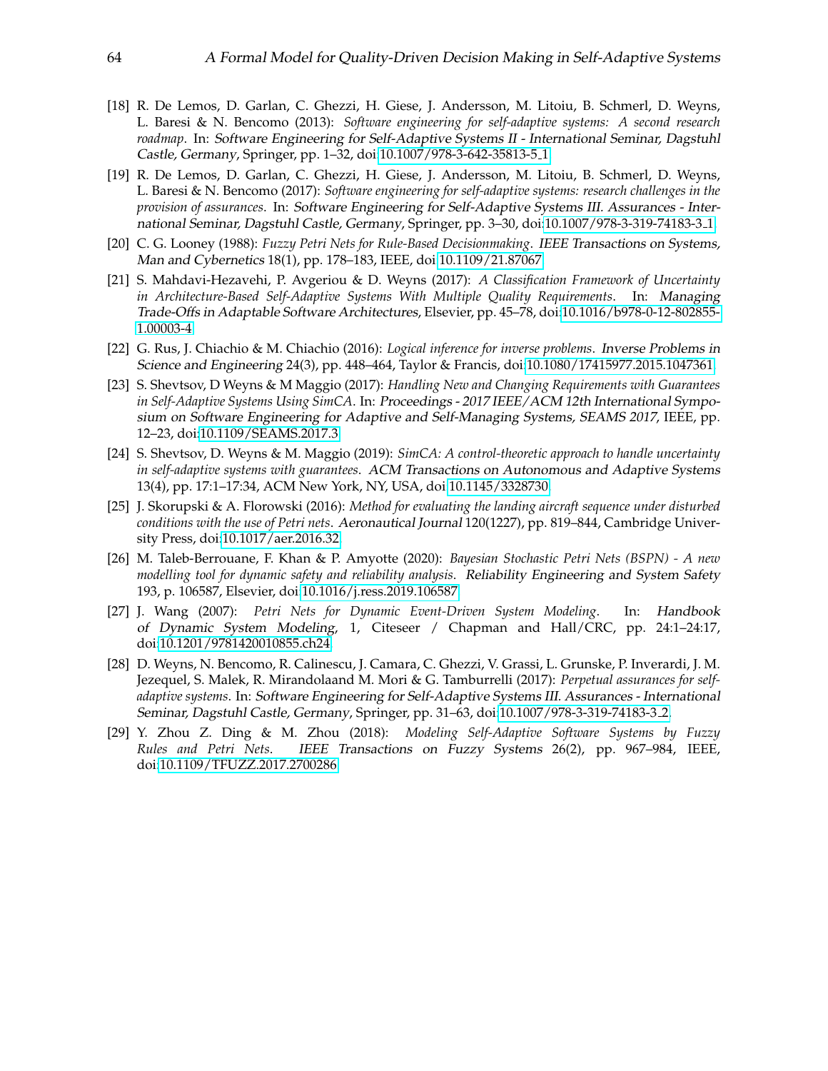[18] R. De Lemos, D. Garlan, C. Ghezzi, H. Giese, J. Andersson, M. Litoiu, B. Schmerl, D. Weyns, L. Baresi & N. Bencomo (2013): *Software engineering for self-adaptive systems: A second research roadmap*. In: Software Engineering for Self-Adaptive Systems II - International Seminar, Dagstuhl Castle, Germany, Springer, pp. 1–32, doi:10.1007/978-3-642-35813-5_1.

[19] R. De Lemos, D. Garlan, C. Ghezzi, H. Giese, J. Andersson, M. Litoiu, B. Schmerl, D. Weyns, L. Baresi & N. Bencomo (2017): *Software engineering for self-adaptive systems: research challenges in the provision of assurances*. In: Software Engineering for Self-Adaptive Systems III. Assurances - International Seminar, Dagstuhl Castle, Germany, Springer, pp. 3–30, doi:10.1007/978-3-319-74183-3_1.

[20] C. G. Looney (1988): *Fuzzy Petri Nets for Rule-Based Decisionmaking*. IEEE Transactions on Systems, Man and Cybernetics 18(1), pp. 178–183, IEEE, doi:10.1109/21.87067.

[21] S. Mahdavi-Hezavehi, P. Avgeriou & D. Weyns (2017): *A Classification Framework of Uncertainty in Architecture-Based Self-Adaptive Systems With Multiple Quality Requirements*. In: Managing Trade-Offs in Adaptable Software Architectures, Elsevier, pp. 45–78, doi:10.1016/b978-0-12-802855-1.00003-4.

[22] G. Rus, J. Chiachio & M. Chiachio (2016): *Logical inference for inverse problems*. Inverse Problems in Science and Engineering 24(3), pp. 448–464, Taylor & Francis, doi:10.1080/17415977.2015.1047361.

[23] S. Shevtsov, D Weyns & M Maggio (2017): *Handling New and Changing Requirements with Guarantees in Self-Adaptive Systems Using SimCA*. In: Proceedings - 2017 IEEE/ACM 12th International Symposium on Software Engineering for Adaptive and Self-Managing Systems, SEAMS 2017, IEEE, pp. 12–23, doi:10.1109/SEAMS.2017.3.

[24] S. Shevtsov, D. Weyns & M. Maggio (2019): *SimCA: A control-theoretic approach to handle uncertainty in self-adaptive systems with guarantees*. ACM Transactions on Autonomous and Adaptive Systems 13(4), pp. 17:1–17:34, ACM New York, NY, USA, doi:10.1145/3328730.

[25] J. Skorupski & A. Florowski (2016): *Method for evaluating the landing aircraft sequence under disturbed conditions with the use of Petri nets*. Aeronautical Journal 120(1227), pp. 819–844, Cambridge University Press, doi:10.1017/aer.2016.32.

[26] M. Taleb-Berrouane, F. Khan & P. Amyotte (2020): *Bayesian Stochastic Petri Nets (BSPN) - A new modelling tool for dynamic safety and reliability analysis*. Reliability Engineering and System Safety 193, p. 106587, Elsevier, doi:10.1016/j.ress.2019.106587.

[27] J. Wang (2007): *Petri Nets for Dynamic Event-Driven System Modeling*. In: Handbook of Dynamic System Modeling, 1, Citeseer / Chapman and Hall/CRC, pp. 24:1–24:17, doi:10.1201/9781420010855.ch24.

[28] D. Weyns, N. Bencomo, R. Calinescu, J. Camara, C. Ghezzi, V. Grassi, L. Grunske, P. Inverardi, J. M. Jezequel, S. Malek, R. Mirandolaand M. Mori & G. Tamburrelli (2017): *Perpetual assurances for self-adaptive systems*. In: Software Engineering for Self-Adaptive Systems III. Assurances - International Seminar, Dagstuhl Castle, Germany, Springer, pp. 31–63, doi:10.1007/978-3-319-74183-3_2.

[29] Y. Zhou Z. Ding & M. Zhou (2018): *Modeling Self-Adaptive Software Systems by Fuzzy Rules and Petri Nets*. IEEE Transactions on Fuzzy Systems 26(2), pp. 967–984, IEEE, doi:10.1109/TFUZZ.2017.2700286.